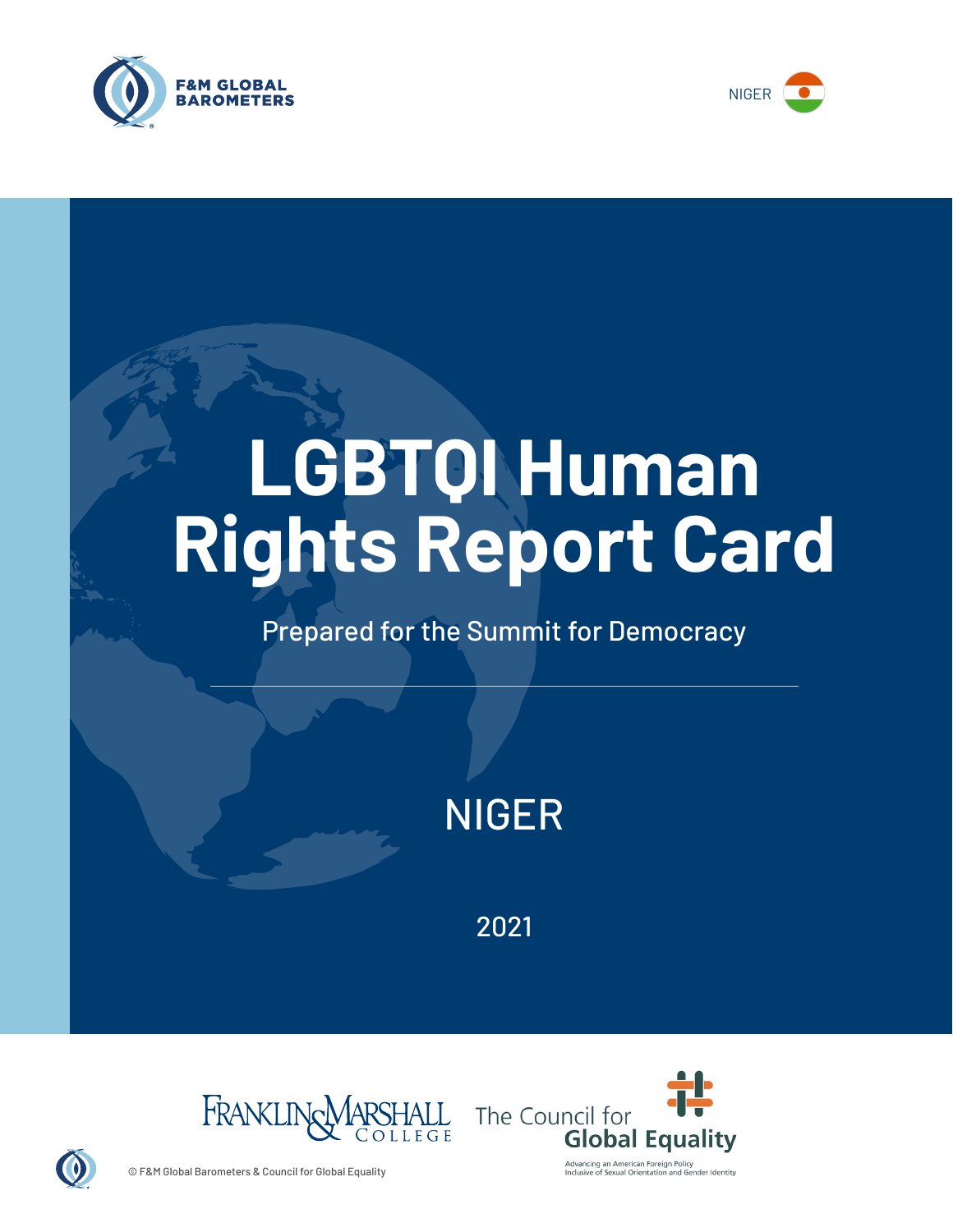F&M GLOBAL BAROMETERS

NIGER

# LGBTQI Human Rights Report Card

Prepared for the Summit for Democracy

## NIGER

2021

Franklin & Marshall College

The Council for Global Equality

Advancing an American Foreign Policy Inclusive of Sexual Orientation and Gender Identity

© F&M Global Barometers & Council for Global Equality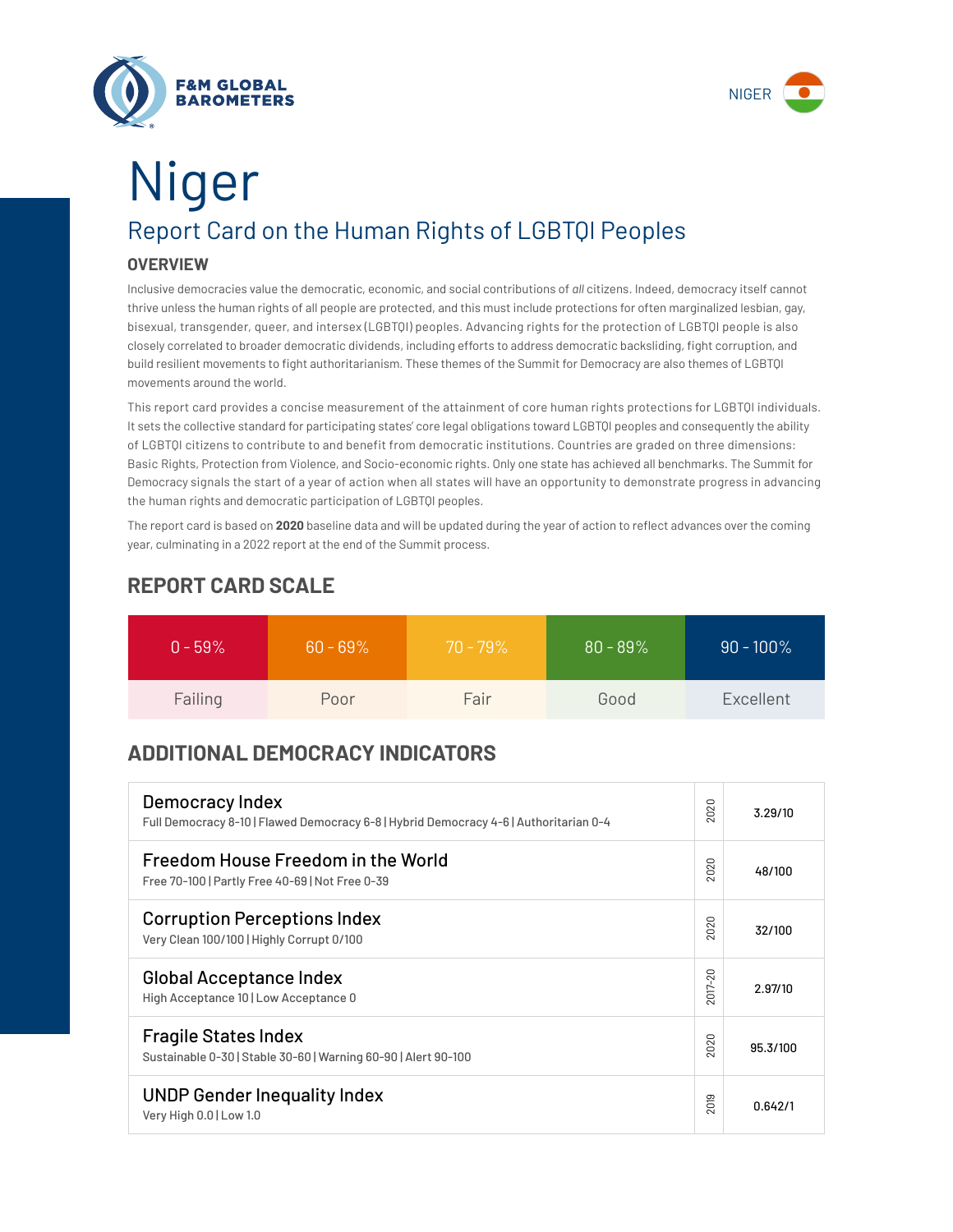# Niger

## Report Card on the Human Rights of LGBTQI Peoples

### OVERVIEW

Inclusive democracies value the democratic, economic, and social contributions of *all* citizens. Indeed, democracy itself cannot thrive unless the human rights of all people are protected, and this must include protections for often marginalized lesbian, gay, bisexual, transgender, queer, and intersex (LGBTQI) peoples. Advancing rights for the protection of LGBTQI people is also closely correlated to broader democratic dividends, including efforts to address democratic backsliding, fight corruption, and build resilient movements to fight authoritarianism. These themes of the Summit for Democracy are also themes of LGBTQI movements around the world.

This report card provides a concise measurement of the attainment of core human rights protections for LGBTQI individuals. It sets the collective standard for participating states' core legal obligations toward LGBTQI peoples and consequently the ability of LGBTQI citizens to contribute to and benefit from democratic institutions. Countries are graded on three dimensions: Basic Rights, Protection from Violence, and Socio-economic rights. Only one state has achieved all benchmarks. The Summit for Democracy signals the start of a year of action when all states will have an opportunity to demonstrate progress in advancing the human rights and democratic participation of LGBTQI peoples.

The report card is based on **2020** baseline data and will be updated during the year of action to reflect advances over the coming year, culminating in a 2022 report at the end of the Summit process.

## REPORT CARD SCALE

| 0 - 59% | 60 - 69% | 70 - 79% | 80 - 89% | 90 - 100% |
|---|---|---|---|---|
| Failing | Poor | Fair | Good | Excellent |

## ADDITIONAL DEMOCRACY INDICATORS

| Indicator | Year | Score |
|---|---|---|
| **Democracy Index**<br>Full Democracy 8-10 \| Flawed Democracy 6-8 \| Hybrid Democracy 4-6 \| Authoritarian 0-4 | 2020 | 3.29/10 |
| **Freedom House Freedom in the World**<br>Free 70-100 \| Partly Free 40-69 \| Not Free 0-39 | 2020 | 48/100 |
| **Corruption Perceptions Index**<br>Very Clean 100/100 \| Highly Corrupt 0/100 | 2020 | 32/100 |
| **Global Acceptance Index**<br>High Acceptance 10 \| Low Acceptance 0 | 2017-20 | 2.97/10 |
| **Fragile States Index**<br>Sustainable 0-30 \| Stable 30-60 \| Warning 60-90 \| Alert 90-100 | 2020 | 95.3/100 |
| **UNDP Gender Inequality Index**<br>Very High 0.0 \| Low 1.0 | 2019 | 0.642/1 |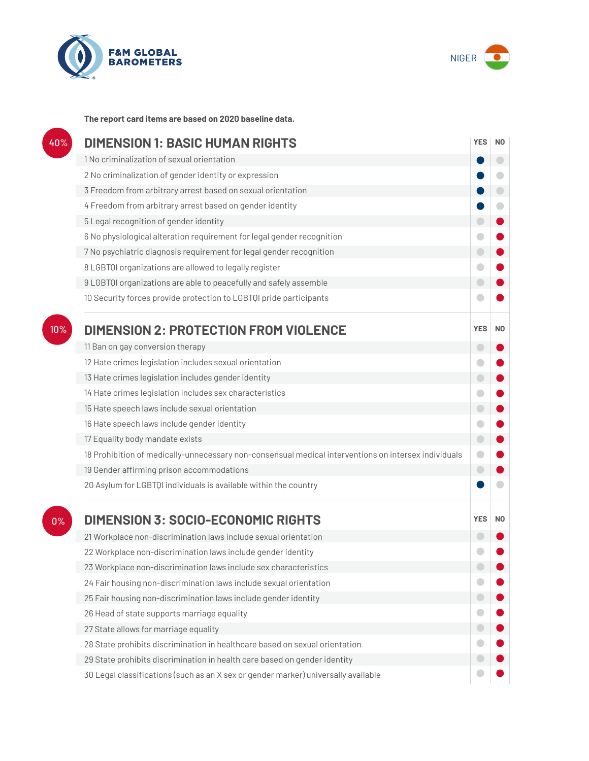NIGER

**The report card items are based on 2020 baseline data.**

## 40% DIMENSION 1: BASIC HUMAN RIGHTS

| Item | YES | NO |
|---|---|---|
| 1 No criminalization of sexual orientation | ● | |
| 2 No criminalization of gender identity or expression | ● | |
| 3 Freedom from arbitrary arrest based on sexual orientation | ● | |
| 4 Freedom from arbitrary arrest based on gender identity | ● | |
| 5 Legal recognition of gender identity | | ● |
| 6 No physiological alteration requirement for legal gender recognition | | ● |
| 7 No psychiatric diagnosis requirement for legal gender recognition | | ● |
| 8 LGBTQI organizations are allowed to legally register | | ● |
| 9 LGBTQI organizations are able to peacefully and safely assemble | | ● |
| 10 Security forces provide protection to LGBTQI pride participants | | ● |

## 10% DIMENSION 2: PROTECTION FROM VIOLENCE

| Item | YES | NO |
|---|---|---|
| 11 Ban on gay conversion therapy | | ● |
| 12 Hate crimes legislation includes sexual orientation | | ● |
| 13 Hate crimes legislation includes gender identity | | ● |
| 14 Hate crimes legislation includes sex characteristics | | ● |
| 15 Hate speech laws include sexual orientation | | ● |
| 16 Hate speech laws include gender identity | | ● |
| 17 Equality body mandate exists | | ● |
| 18 Prohibition of medically-unnecessary non-consensual medical interventions on intersex individuals | | ● |
| 19 Gender affirming prison accommodations | | ● |
| 20 Asylum for LGBTQI individuals is available within the country | ● | |

## 0% DIMENSION 3: SOCIO-ECONOMIC RIGHTS

| Item | YES | NO |
|---|---|---|
| 21 Workplace non-discrimination laws include sexual orientation | | ● |
| 22 Workplace non-discrimination laws include gender identity | | ● |
| 23 Workplace non-discrimination laws include sex characteristics | | ● |
| 24 Fair housing non-discrimination laws include sexual orientation | | ● |
| 25 Fair housing non-discrimination laws include gender identity | | ● |
| 26 Head of state supports marriage equality | | ● |
| 27 State allows for marriage equality | | ● |
| 28 State prohibits discrimination in healthcare based on sexual orientation | | ● |
| 29 State prohibits discrimination in health care based on gender identity | | ● |
| 30 Legal classifications (such as an X sex or gender marker) universally available | | ● |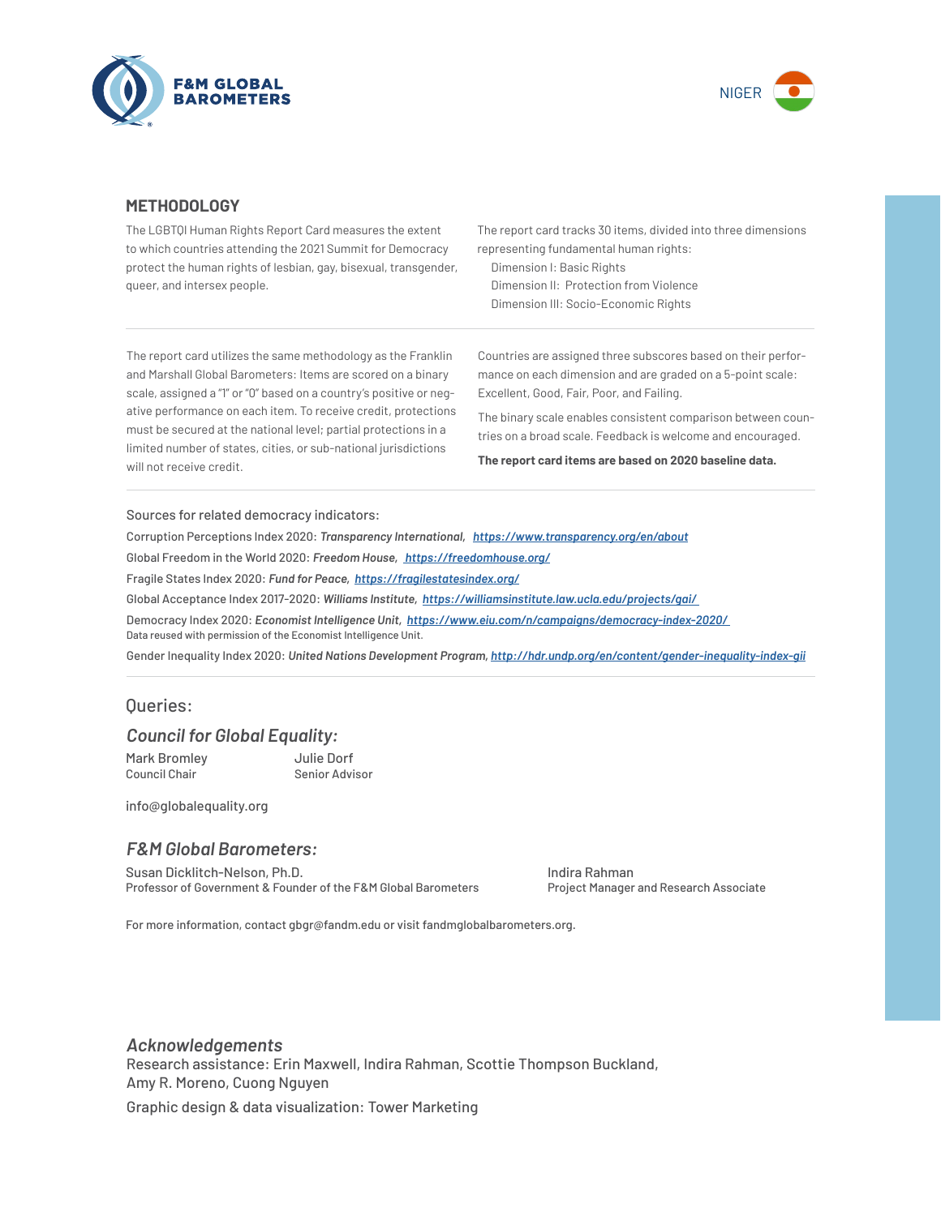F&M GLOBAL BAROMETERS

NIGER

## METHODOLOGY

The LGBTQI Human Rights Report Card measures the extent to which countries attending the 2021 Summit for Democracy protect the human rights of lesbian, gay, bisexual, transgender, queer, and intersex people.

The report card tracks 30 items, divided into three dimensions representing fundamental human rights:

- Dimension I: Basic Rights
- Dimension II: Protection from Violence
- Dimension III: Socio-Economic Rights

The report card utilizes the same methodology as the Franklin and Marshall Global Barometers: Items are scored on a binary scale, assigned a "1" or "0" based on a country's positive or negative performance on each item. To receive credit, protections must be secured at the national level; partial protections in a limited number of states, cities, or sub-national jurisdictions will not receive credit.

Countries are assigned three subscores based on their performance on each dimension and are graded on a 5-point scale: Excellent, Good, Fair, Poor, and Failing.

The binary scale enables consistent comparison between countries on a broad scale. Feedback is welcome and encouraged.

**The report card items are based on 2020 baseline data.**

Sources for related democracy indicators:

Corruption Perceptions Index 2020: ***Transparency International,*** ***https://www.transparency.org/en/about***

Global Freedom in the World 2020: ***Freedom House,*** ***https://freedomhouse.org/***

Fragile States Index 2020: ***Fund for Peace,*** ***https://fragilestatesindex.org/***

Global Acceptance Index 2017-2020: ***Williams Institute,*** ***https://williamsinstitute.law.ucla.edu/projects/gai/***

Democracy Index 2020: ***Economist Intelligence Unit,*** ***https://www.eiu.com/n/campaigns/democracy-index-2020/***
Data reused with permission of the Economist Intelligence Unit.

Gender Inequality Index 2020: ***United Nations Development Program,*** ***http://hdr.undp.org/en/content/gender-inequality-index-gii***

## Queries:

### *Council for Global Equality:*

Mark Bromley
Council Chair

Julie Dorf
Senior Advisor

info@globalequality.org

### *F&M Global Barometers:*

Susan Dicklitch-Nelson, Ph.D.
Professor of Government & Founder of the F&M Global Barometers

Indira Rahman
Project Manager and Research Associate

For more information, contact gbgr@fandm.edu or visit fandmglobalbarometers.org.

### *Acknowledgements*

Research assistance: Erin Maxwell, Indira Rahman, Scottie Thompson Buckland, Amy R. Moreno, Cuong Nguyen

Graphic design & data visualization: Tower Marketing